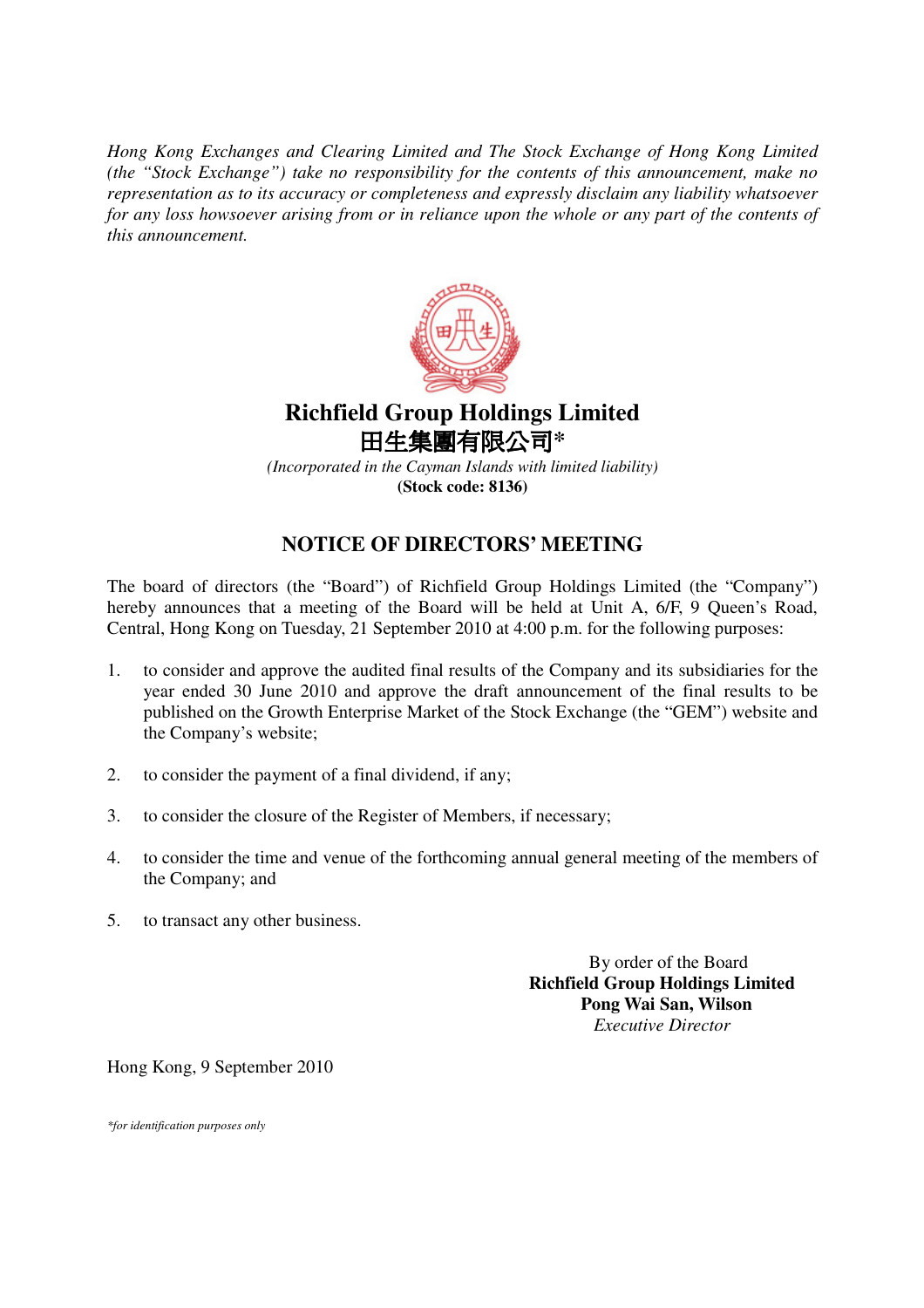*Hong Kong Exchanges and Clearing Limited and The Stock Exchange of Hong Kong Limited (the "Stock Exchange") take no responsibility for the contents of this announcement, make no representation as to its accuracy or completeness and expressly disclaim any liability whatsoever for any loss howsoever arising from or in reliance upon the whole or any part of the contents of this announcement.*

# Richfield Group Holdings Limited
# 田生集團有限公司*

*(Incorporated in the Cayman Islands with limited liability)*

**(Stock code: 8136)**

## NOTICE OF DIRECTORS' MEETING

The board of directors (the "Board") of Richfield Group Holdings Limited (the "Company") hereby announces that a meeting of the Board will be held at Unit A, 6/F, 9 Queen's Road, Central, Hong Kong on Tuesday, 21 September 2010 at 4:00 p.m. for the following purposes:

1. to consider and approve the audited final results of the Company and its subsidiaries for the year ended 30 June 2010 and approve the draft announcement of the final results to be published on the Growth Enterprise Market of the Stock Exchange (the "GEM") website and the Company's website;

2. to consider the payment of a final dividend, if any;

3. to consider the closure of the Register of Members, if necessary;

4. to consider the time and venue of the forthcoming annual general meeting of the members of the Company; and

5. to transact any other business.

By order of the Board
**Richfield Group Holdings Limited**
**Pong Wai San, Wilson**
*Executive Director*

Hong Kong, 9 September 2010

*\*for identification purposes only*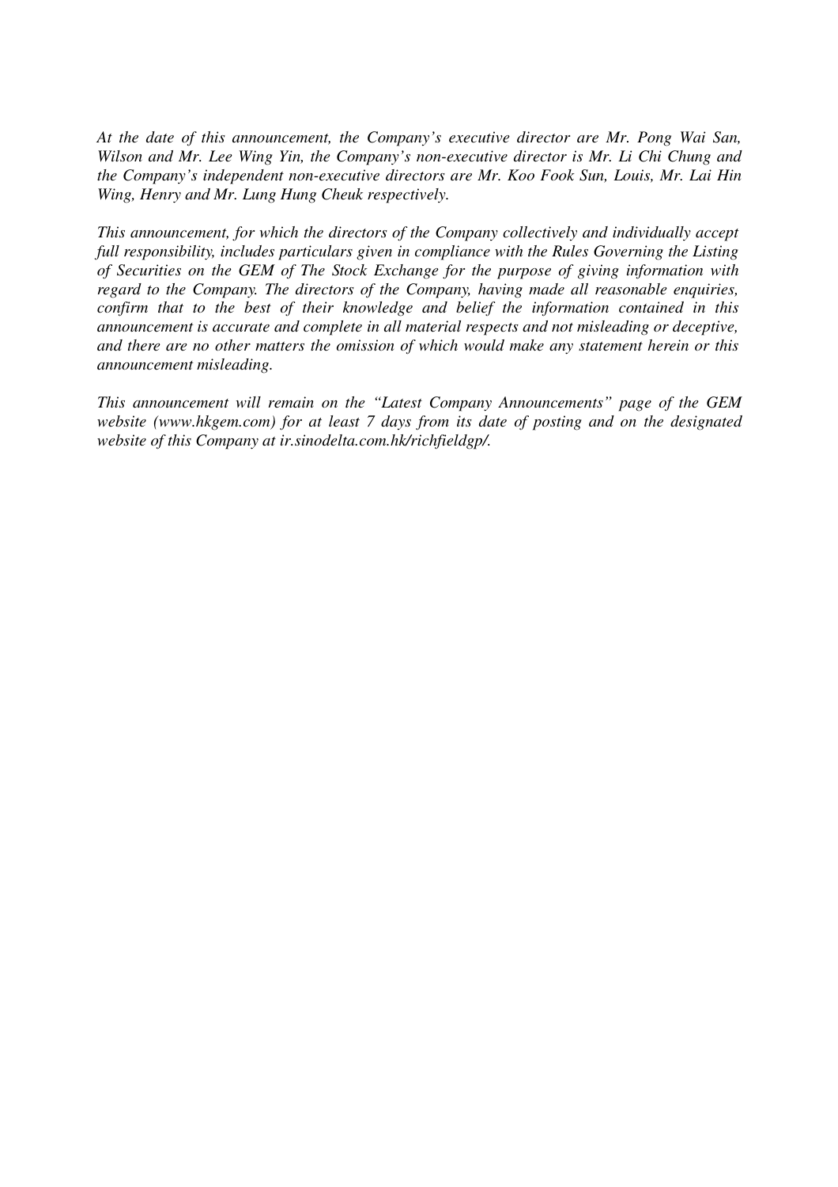*At the date of this announcement, the Company's executive director are Mr. Pong Wai San, Wilson and Mr. Lee Wing Yin, the Company's non-executive director is Mr. Li Chi Chung and the Company's independent non-executive directors are Mr. Koo Fook Sun, Louis, Mr. Lai Hin Wing, Henry and Mr. Lung Hung Cheuk respectively.*

*This announcement, for which the directors of the Company collectively and individually accept full responsibility, includes particulars given in compliance with the Rules Governing the Listing of Securities on the GEM of The Stock Exchange for the purpose of giving information with regard to the Company. The directors of the Company, having made all reasonable enquiries, confirm that to the best of their knowledge and belief the information contained in this announcement is accurate and complete in all material respects and not misleading or deceptive, and there are no other matters the omission of which would make any statement herein or this announcement misleading.*

*This announcement will remain on the "Latest Company Announcements" page of the GEM website (www.hkgem.com) for at least 7 days from its date of posting and on the designated website of this Company at ir.sinodelta.com.hk/richfieldgp/.*